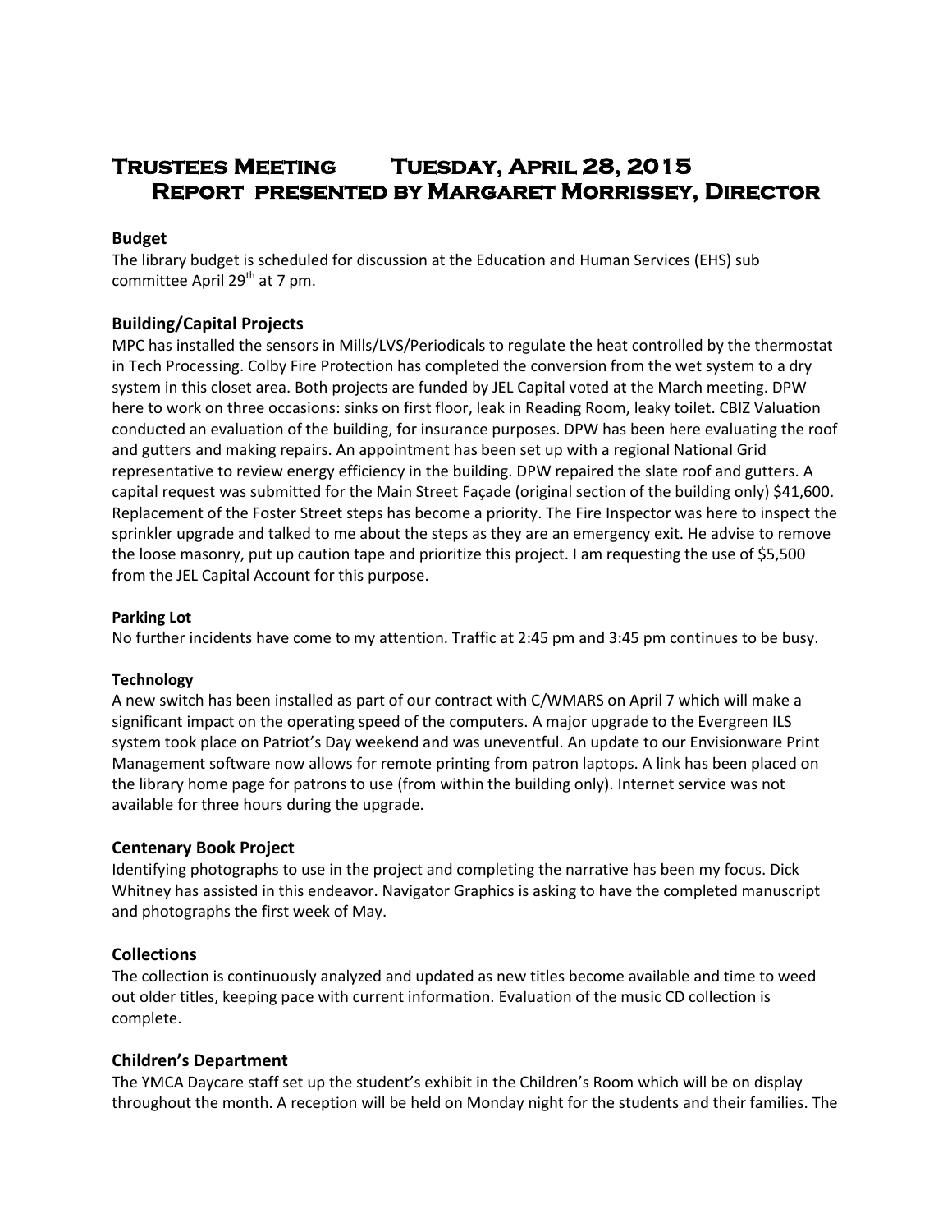# Trustees Meeting Tuesday, April 28, 2015
# Report presented by Margaret Morrissey, Director

## Budget

The library budget is scheduled for discussion at the Education and Human Services (EHS) sub committee April 29th at 7 pm.

## Building/Capital Projects

MPC has installed the sensors in Mills/LVS/Periodicals to regulate the heat controlled by the thermostat in Tech Processing. Colby Fire Protection has completed the conversion from the wet system to a dry system in this closet area. Both projects are funded by JEL Capital voted at the March meeting. DPW here to work on three occasions: sinks on first floor, leak in Reading Room, leaky toilet. CBIZ Valuation conducted an evaluation of the building, for insurance purposes. DPW has been here evaluating the roof and gutters and making repairs. An appointment has been set up with a regional National Grid representative to review energy efficiency in the building. DPW repaired the slate roof and gutters. A capital request was submitted for the Main Street Façade (original section of the building only) $41,600. Replacement of the Foster Street steps has become a priority. The Fire Inspector was here to inspect the sprinkler upgrade and talked to me about the steps as they are an emergency exit. He advise to remove the loose masonry, put up caution tape and prioritize this project. I am requesting the use of $5,500 from the JEL Capital Account for this purpose.

### Parking Lot

No further incidents have come to my attention. Traffic at 2:45 pm and 3:45 pm continues to be busy.

### Technology

A new switch has been installed as part of our contract with C/WMARS on April 7 which will make a significant impact on the operating speed of the computers. A major upgrade to the Evergreen ILS system took place on Patriot's Day weekend and was uneventful. An update to our Envisionware Print Management software now allows for remote printing from patron laptops. A link has been placed on the library home page for patrons to use (from within the building only). Internet service was not available for three hours during the upgrade.

## Centenary Book Project

Identifying photographs to use in the project and completing the narrative has been my focus. Dick Whitney has assisted in this endeavor. Navigator Graphics is asking to have the completed manuscript and photographs the first week of May.

## Collections

The collection is continuously analyzed and updated as new titles become available and time to weed out older titles, keeping pace with current information. Evaluation of the music CD collection is complete.

## Children's Department

The YMCA Daycare staff set up the student's exhibit in the Children's Room which will be on display throughout the month. A reception will be held on Monday night for the students and their families. The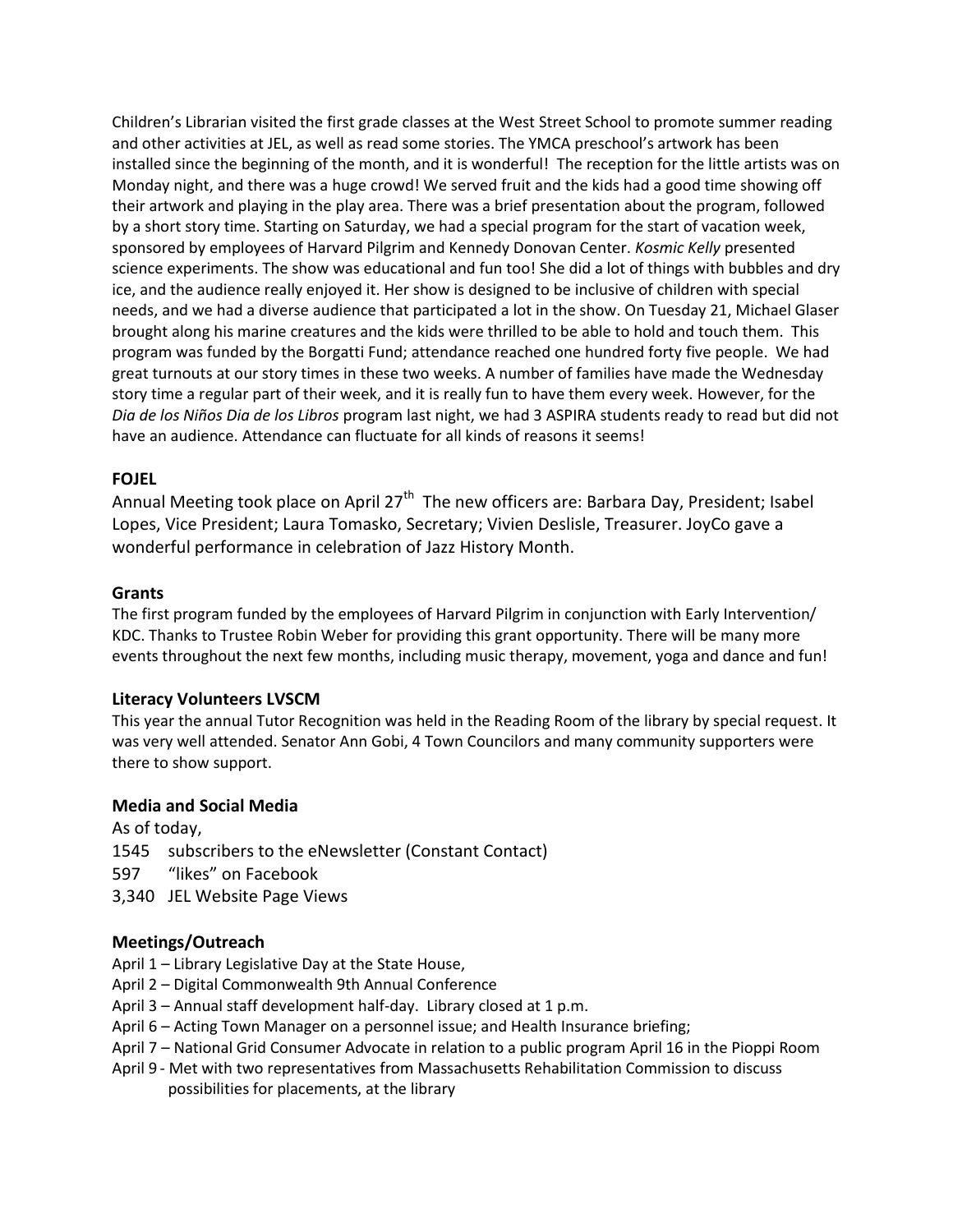Children's Librarian visited the first grade classes at the West Street School to promote summer reading and other activities at JEL, as well as read some stories. The YMCA preschool's artwork has been installed since the beginning of the month, and it is wonderful! The reception for the little artists was on Monday night, and there was a huge crowd! We served fruit and the kids had a good time showing off their artwork and playing in the play area. There was a brief presentation about the program, followed by a short story time. Starting on Saturday, we had a special program for the start of vacation week, sponsored by employees of Harvard Pilgrim and Kennedy Donovan Center. *Kosmic Kelly* presented science experiments. The show was educational and fun too! She did a lot of things with bubbles and dry ice, and the audience really enjoyed it. Her show is designed to be inclusive of children with special needs, and we had a diverse audience that participated a lot in the show. On Tuesday 21, Michael Glaser brought along his marine creatures and the kids were thrilled to be able to hold and touch them. This program was funded by the Borgatti Fund; attendance reached one hundred forty five people. We had great turnouts at our story times in these two weeks. A number of families have made the Wednesday story time a regular part of their week, and it is really fun to have them every week. However, for the *Dia de los Niños Dia de los Libros* program last night, we had 3 ASPIRA students ready to read but did not have an audience. Attendance can fluctuate for all kinds of reasons it seems!

**FOJEL**

Annual Meeting took place on April 27th The new officers are: Barbara Day, President; Isabel Lopes, Vice President; Laura Tomasko, Secretary; Vivien Deslisle, Treasurer. JoyCo gave a wonderful performance in celebration of Jazz History Month.

**Grants**

The first program funded by the employees of Harvard Pilgrim in conjunction with Early Intervention/ KDC. Thanks to Trustee Robin Weber for providing this grant opportunity. There will be many more events throughout the next few months, including music therapy, movement, yoga and dance and fun!

**Literacy Volunteers LVSCM**

This year the annual Tutor Recognition was held in the Reading Room of the library by special request. It was very well attended. Senator Ann Gobi, 4 Town Councilors and many community supporters were there to show support.

**Media and Social Media**

As of today,

1545 subscribers to the eNewsletter (Constant Contact)
597 "likes" on Facebook
3,340 JEL Website Page Views

**Meetings/Outreach**

April 1 – Library Legislative Day at the State House,
April 2 – Digital Commonwealth 9th Annual Conference
April 3 – Annual staff development half-day. Library closed at 1 p.m.
April 6 – Acting Town Manager on a personnel issue; and Health Insurance briefing;
April 7 – National Grid Consumer Advocate in relation to a public program April 16 in the Pioppi Room
April 9 - Met with two representatives from Massachusetts Rehabilitation Commission to discuss possibilities for placements, at the library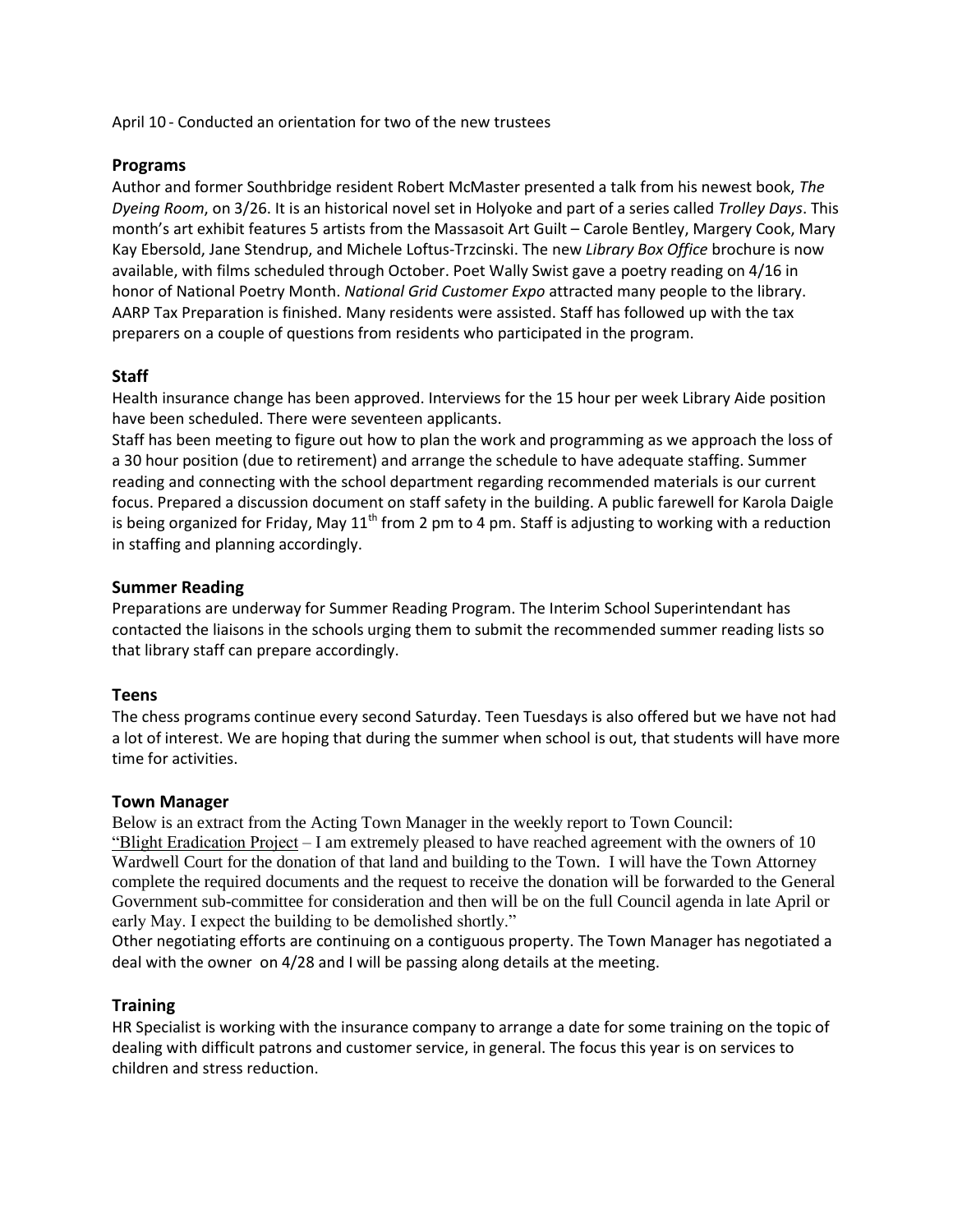April 10 - Conducted an orientation for two of the new trustees

## Programs

Author and former Southbridge resident Robert McMaster presented a talk from his newest book, *The Dyeing Room*, on 3/26. It is an historical novel set in Holyoke and part of a series called *Trolley Days*. This month's art exhibit features 5 artists from the Massasoit Art Guilt – Carole Bentley, Margery Cook, Mary Kay Ebersold, Jane Stendrup, and Michele Loftus-Trzcinski. The new *Library Box Office* brochure is now available, with films scheduled through October. Poet Wally Swist gave a poetry reading on 4/16 in honor of National Poetry Month. *National Grid Customer Expo* attracted many people to the library. AARP Tax Preparation is finished. Many residents were assisted. Staff has followed up with the tax preparers on a couple of questions from residents who participated in the program.

## Staff

Health insurance change has been approved. Interviews for the 15 hour per week Library Aide position have been scheduled. There were seventeen applicants.

Staff has been meeting to figure out how to plan the work and programming as we approach the loss of a 30 hour position (due to retirement) and arrange the schedule to have adequate staffing. Summer reading and connecting with the school department regarding recommended materials is our current focus. Prepared a discussion document on staff safety in the building. A public farewell for Karola Daigle is being organized for Friday, May 11th from 2 pm to 4 pm. Staff is adjusting to working with a reduction in staffing and planning accordingly.

## Summer Reading

Preparations are underway for Summer Reading Program. The Interim School Superintendant has contacted the liaisons in the schools urging them to submit the recommended summer reading lists so that library staff can prepare accordingly.

## Teens

The chess programs continue every second Saturday. Teen Tuesdays is also offered but we have not had a lot of interest. We are hoping that during the summer when school is out, that students will have more time for activities.

## Town Manager

Below is an extract from the Acting Town Manager in the weekly report to Town Council:

"Blight Eradication Project – I am extremely pleased to have reached agreement with the owners of 10 Wardwell Court for the donation of that land and building to the Town. I will have the Town Attorney complete the required documents and the request to receive the donation will be forwarded to the General Government sub-committee for consideration and then will be on the full Council agenda in late April or early May. I expect the building to be demolished shortly."

Other negotiating efforts are continuing on a contiguous property. The Town Manager has negotiated a deal with the owner on 4/28 and I will be passing along details at the meeting.

## Training

HR Specialist is working with the insurance company to arrange a date for some training on the topic of dealing with difficult patrons and customer service, in general. The focus this year is on services to children and stress reduction.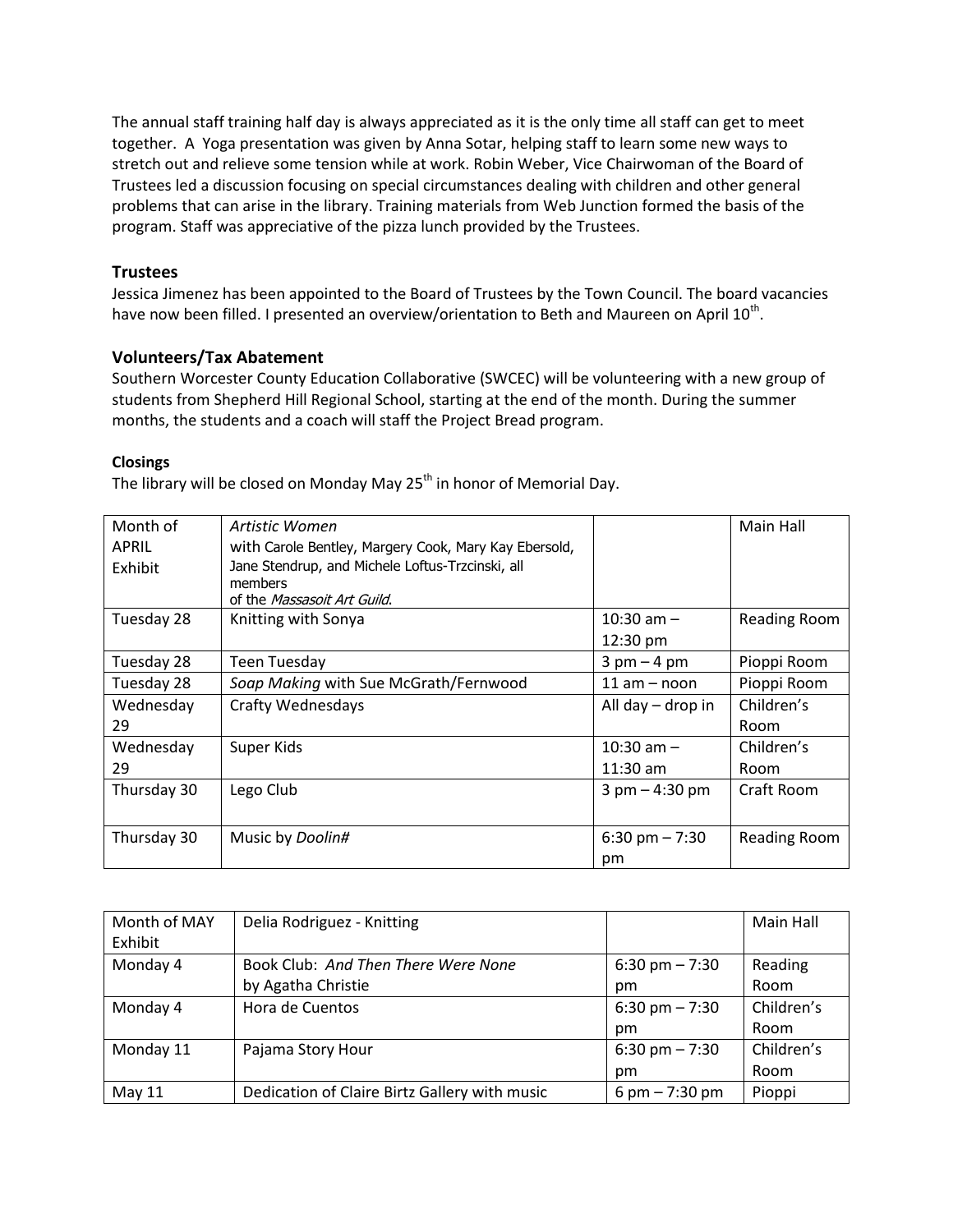The annual staff training half day is always appreciated as it is the only time all staff can get to meet together. A Yoga presentation was given by Anna Sotar, helping staff to learn some new ways to stretch out and relieve some tension while at work. Robin Weber, Vice Chairwoman of the Board of Trustees led a discussion focusing on special circumstances dealing with children and other general problems that can arise in the library. Training materials from Web Junction formed the basis of the program. Staff was appreciative of the pizza lunch provided by the Trustees.

### Trustees

Jessica Jimenez has been appointed to the Board of Trustees by the Town Council. The board vacancies have now been filled. I presented an overview/orientation to Beth and Maureen on April 10th.

### Volunteers/Tax Abatement

Southern Worcester County Education Collaborative (SWCEC) will be volunteering with a new group of students from Shepherd Hill Regional School, starting at the end of the month. During the summer months, the students and a coach will staff the Project Bread program.

**Closings**

The library will be closed on Monday May 25th in honor of Memorial Day.

| Month of APRIL Exhibit | *Artistic Women* with Carole Bentley, Margery Cook, Mary Kay Ebersold, Jane Stendrup, and Michele Loftus-Trzcinski, all members of the *Massasoit Art Guild*. | | Main Hall |
|---|---|---|---|
| Tuesday 28 | Knitting with Sonya | 10:30 am – 12:30 pm | Reading Room |
| Tuesday 28 | Teen Tuesday | 3 pm – 4 pm | Pioppi Room |
| Tuesday 28 | *Soap Making* with Sue McGrath/Fernwood | 11 am – noon | Pioppi Room |
| Wednesday 29 | Crafty Wednesdays | All day – drop in | Children's Room |
| Wednesday 29 | Super Kids | 10:30 am – 11:30 am | Children's Room |
| Thursday 30 | Lego Club | 3 pm – 4:30 pm | Craft Room |
| Thursday 30 | Music by *Doolin#* | 6:30 pm – 7:30 pm | Reading Room |

| Month of MAY Exhibit | Delia Rodriguez - Knitting | | Main Hall |
|---|---|---|---|
| Monday 4 | Book Club: *And Then There Were None* by Agatha Christie | 6:30 pm – 7:30 pm | Reading Room |
| Monday 4 | Hora de Cuentos | 6:30 pm – 7:30 pm | Children's Room |
| Monday 11 | Pajama Story Hour | 6:30 pm – 7:30 pm | Children's Room |
| May 11 | Dedication of Claire Birtz Gallery with music | 6 pm – 7:30 pm | Pioppi |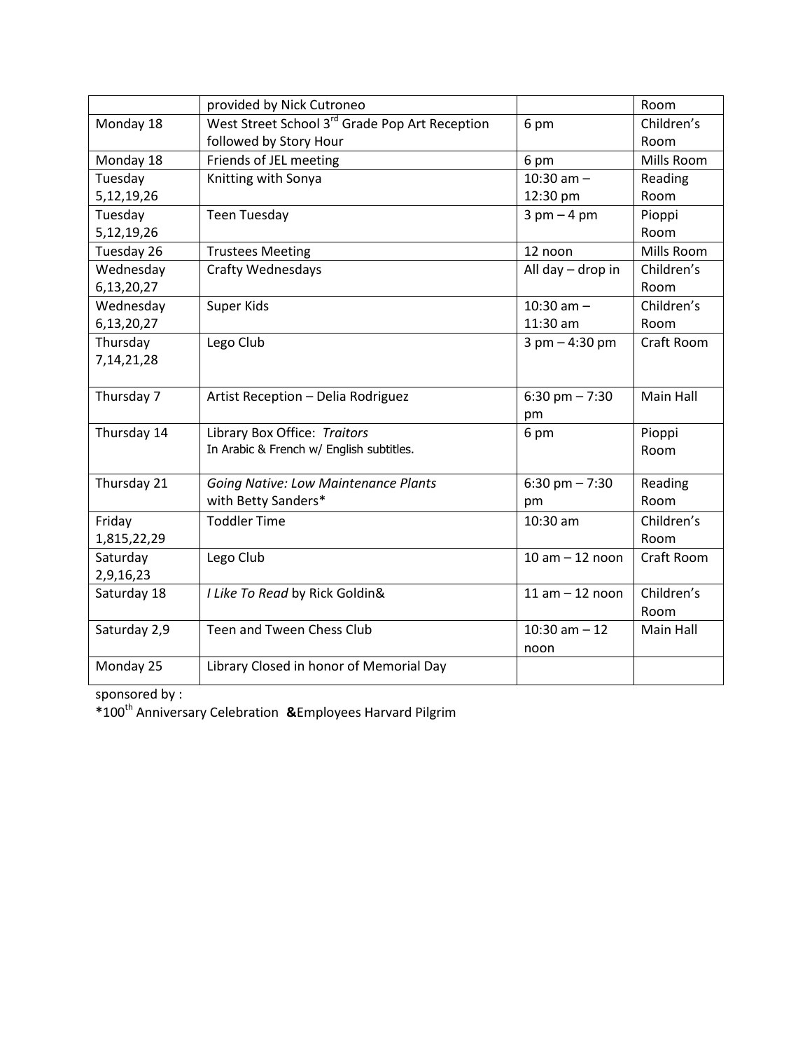| | | | |
|---|---|---|---|
| | provided by Nick Cutroneo | | Room |
| Monday 18 | West Street School 3rd Grade Pop Art Reception followed by Story Hour | 6 pm | Children's Room |
| Monday 18 | Friends of JEL meeting | 6 pm | Mills Room |
| Tuesday 5,12,19,26 | Knitting with Sonya | 10:30 am – 12:30 pm | Reading Room |
| Tuesday 5,12,19,26 | Teen Tuesday | 3 pm – 4 pm | Pioppi Room |
| Tuesday 26 | Trustees Meeting | 12 noon | Mills Room |
| Wednesday 6,13,20,27 | Crafty Wednesdays | All day – drop in | Children's Room |
| Wednesday 6,13,20,27 | Super Kids | 10:30 am – 11:30 am | Children's Room |
| Thursday 7,14,21,28 | Lego Club | 3 pm – 4:30 pm | Craft Room |
| Thursday 7 | Artist Reception – Delia Rodriguez | 6:30 pm – 7:30 pm | Main Hall |
| Thursday 14 | Library Box Office: *Traitors* In Arabic & French w/ English subtitles. | 6 pm | Pioppi Room |
| Thursday 21 | *Going Native: Low Maintenance Plants* with Betty Sanders* | 6:30 pm – 7:30 pm | Reading Room |
| Friday 1,815,22,29 | Toddler Time | 10:30 am | Children's Room |
| Saturday 2,9,16,23 | Lego Club | 10 am – 12 noon | Craft Room |
| Saturday 18 | *I Like To Read* by Rick Goldin& | 11 am – 12 noon | Children's Room |
| Saturday 2,9 | Teen and Tween Chess Club | 10:30 am – 12 noon | Main Hall |
| Monday 25 | Library Closed in honor of Memorial Day | | |

sponsored by :

***100th Anniversary Celebration **&**Employees Harvard Pilgrim